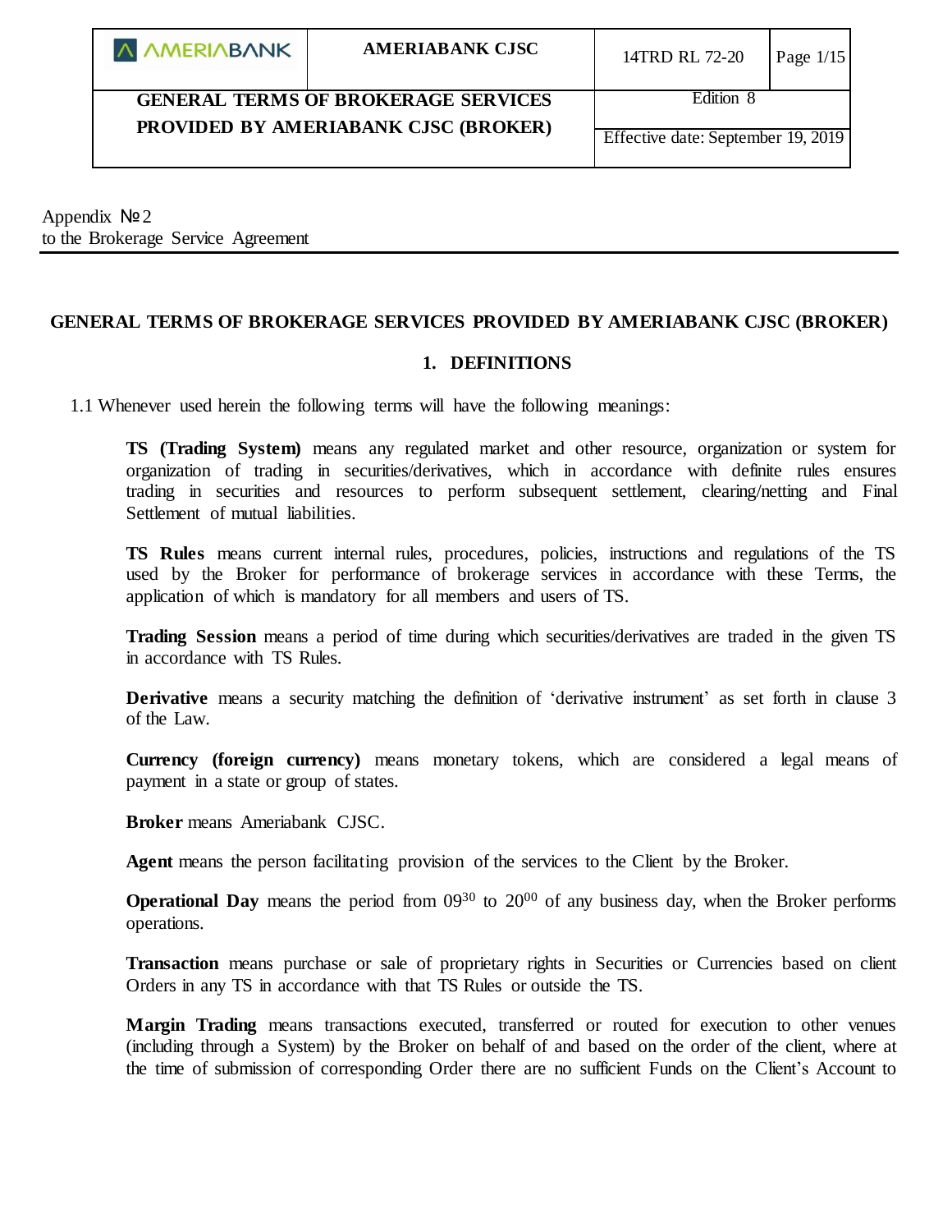Appendix №2
to the Brokerage Service Agreement

# GENERAL TERMS OF BROKERAGE SERVICES PROVIDED BY AMERIABANK CJSC (BROKER)

## 1. DEFINITIONS

1.1 Whenever used herein the following terms will have the following meanings:

**TS (Trading System)** means any regulated market and other resource, organization or system for organization of trading in securities/derivatives, which in accordance with definite rules ensures trading in securities and resources to perform subsequent settlement, clearing/netting and Final Settlement of mutual liabilities.

**TS Rules** means current internal rules, procedures, policies, instructions and regulations of the TS used by the Broker for performance of brokerage services in accordance with these Terms, the application of which is mandatory for all members and users of TS.

**Trading Session** means a period of time during which securities/derivatives are traded in the given TS in accordance with TS Rules.

**Derivative** means a security matching the definition of 'derivative instrument' as set forth in clause 3 of the Law.

**Currency (foreign currency)** means monetary tokens, which are considered a legal means of payment in a state or group of states.

**Broker** means Ameriabank CJSC.

**Agent** means the person facilitating provision of the services to the Client by the Broker.

**Operational Day** means the period from $09^{30}$ to $20^{00}$ of any business day, when the Broker performs operations.

**Transaction** means purchase or sale of proprietary rights in Securities or Currencies based on client Orders in any TS in accordance with that TS Rules or outside the TS.

**Margin Trading** means transactions executed, transferred or routed for execution to other venues (including through a System) by the Broker on behalf of and based on the order of the client, where at the time of submission of corresponding Order there are no sufficient Funds on the Client's Account to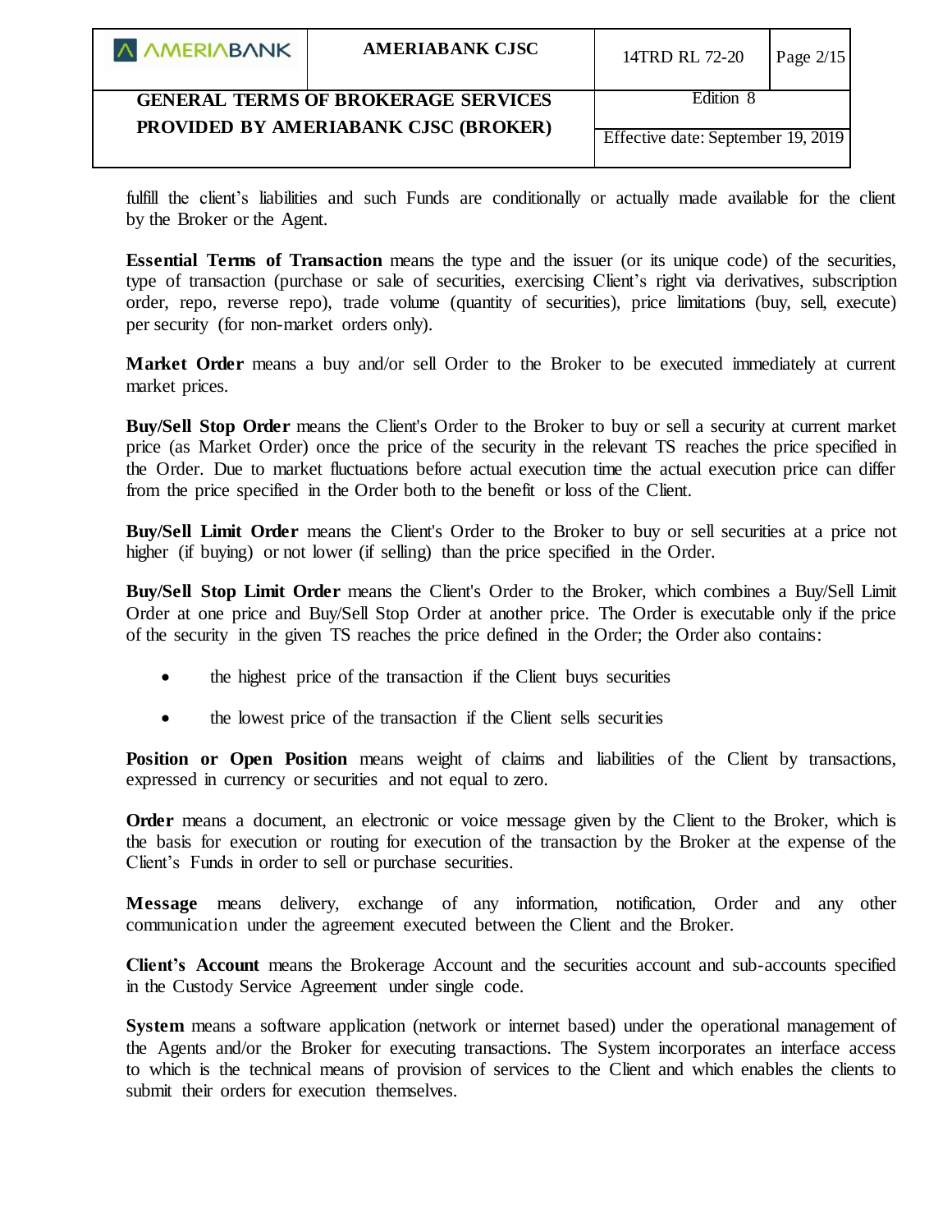fulfill the client's liabilities and such Funds are conditionally or actually made available for the client by the Broker or the Agent.

**Essential Terms of Transaction** means the type and the issuer (or its unique code) of the securities, type of transaction (purchase or sale of securities, exercising Client's right via derivatives, subscription order, repo, reverse repo), trade volume (quantity of securities), price limitations (buy, sell, execute) per security (for non-market orders only).

**Market Order** means a buy and/or sell Order to the Broker to be executed immediately at current market prices.

**Buy/Sell Stop Order** means the Client's Order to the Broker to buy or sell a security at current market price (as Market Order) once the price of the security in the relevant TS reaches the price specified in the Order. Due to market fluctuations before actual execution time the actual execution price can differ from the price specified in the Order both to the benefit or loss of the Client.

**Buy/Sell Limit Order** means the Client's Order to the Broker to buy or sell securities at a price not higher (if buying) or not lower (if selling) than the price specified in the Order.

**Buy/Sell Stop Limit Order** means the Client's Order to the Broker, which combines a Buy/Sell Limit Order at one price and Buy/Sell Stop Order at another price. The Order is executable only if the price of the security in the given TS reaches the price defined in the Order; the Order also contains:

- the highest price of the transaction if the Client buys securities
- the lowest price of the transaction if the Client sells securities

**Position or Open Position** means weight of claims and liabilities of the Client by transactions, expressed in currency or securities and not equal to zero.

**Order** means a document, an electronic or voice message given by the Client to the Broker, which is the basis for execution or routing for execution of the transaction by the Broker at the expense of the Client's Funds in order to sell or purchase securities.

**Message** means delivery, exchange of any information, notification, Order and any other communication under the agreement executed between the Client and the Broker.

**Client's Account** means the Brokerage Account and the securities account and sub-accounts specified in the Custody Service Agreement under single code.

**System** means a software application (network or internet based) under the operational management of the Agents and/or the Broker for executing transactions. The System incorporates an interface access to which is the technical means of provision of services to the Client and which enables the clients to submit their orders for execution themselves.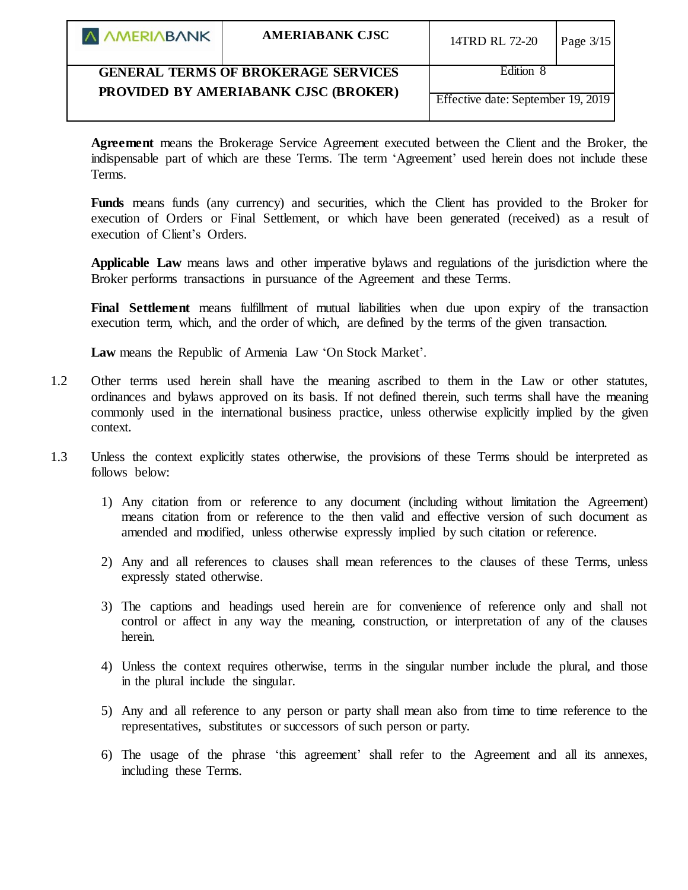**Agreement** means the Brokerage Service Agreement executed between the Client and the Broker, the indispensable part of which are these Terms. The term 'Agreement' used herein does not include these Terms.

**Funds** means funds (any currency) and securities, which the Client has provided to the Broker for execution of Orders or Final Settlement, or which have been generated (received) as a result of execution of Client's Orders.

**Applicable Law** means laws and other imperative bylaws and regulations of the jurisdiction where the Broker performs transactions in pursuance of the Agreement and these Terms.

**Final Settlement** means fulfillment of mutual liabilities when due upon expiry of the transaction execution term, which, and the order of which, are defined by the terms of the given transaction.

**Law** means the Republic of Armenia Law 'On Stock Market'.

1.2 Other terms used herein shall have the meaning ascribed to them in the Law or other statutes, ordinances and bylaws approved on its basis. If not defined therein, such terms shall have the meaning commonly used in the international business practice, unless otherwise explicitly implied by the given context.

1.3 Unless the context explicitly states otherwise, the provisions of these Terms should be interpreted as follows below:

1) Any citation from or reference to any document (including without limitation the Agreement) means citation from or reference to the then valid and effective version of such document as amended and modified, unless otherwise expressly implied by such citation or reference.

2) Any and all references to clauses shall mean references to the clauses of these Terms, unless expressly stated otherwise.

3) The captions and headings used herein are for convenience of reference only and shall not control or affect in any way the meaning, construction, or interpretation of any of the clauses herein.

4) Unless the context requires otherwise, terms in the singular number include the plural, and those in the plural include the singular.

5) Any and all reference to any person or party shall mean also from time to time reference to the representatives, substitutes or successors of such person or party.

6) The usage of the phrase 'this agreement' shall refer to the Agreement and all its annexes, including these Terms.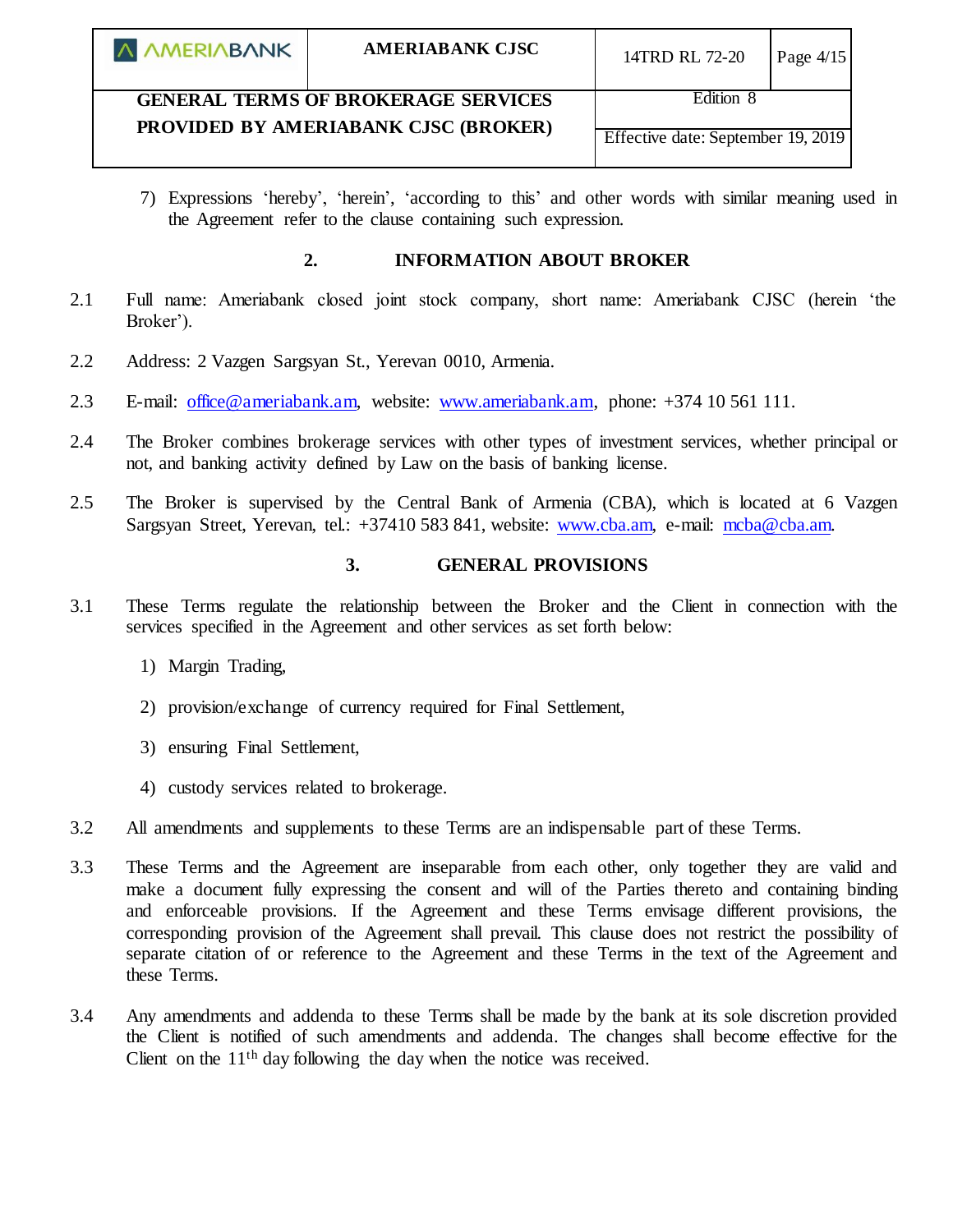7) Expressions 'hereby', 'herein', 'according to this' and other words with similar meaning used in the Agreement refer to the clause containing such expression.

## 2. INFORMATION ABOUT BROKER

2.1 Full name: Ameriabank closed joint stock company, short name: Ameriabank CJSC (herein 'the Broker').

2.2 Address: 2 Vazgen Sargsyan St., Yerevan 0010, Armenia.

2.3 E-mail: office@ameriabank.am, website: www.ameriabank.am, phone: +374 10 561 111.

2.4 The Broker combines brokerage services with other types of investment services, whether principal or not, and banking activity defined by Law on the basis of banking license.

2.5 The Broker is supervised by the Central Bank of Armenia (CBA), which is located at 6 Vazgen Sargsyan Street, Yerevan, tel.: +37410 583 841, website: www.cba.am, e-mail: mcba@cba.am.

## 3. GENERAL PROVISIONS

3.1 These Terms regulate the relationship between the Broker and the Client in connection with the services specified in the Agreement and other services as set forth below:

1) Margin Trading,

2) provision/exchange of currency required for Final Settlement,

3) ensuring Final Settlement,

4) custody services related to brokerage.

3.2 All amendments and supplements to these Terms are an indispensable part of these Terms.

3.3 These Terms and the Agreement are inseparable from each other, only together they are valid and make a document fully expressing the consent and will of the Parties thereto and containing binding and enforceable provisions. If the Agreement and these Terms envisage different provisions, the corresponding provision of the Agreement shall prevail. This clause does not restrict the possibility of separate citation of or reference to the Agreement and these Terms in the text of the Agreement and these Terms.

3.4 Any amendments and addenda to these Terms shall be made by the bank at its sole discretion provided the Client is notified of such amendments and addenda. The changes shall become effective for the Client on the 11th day following the day when the notice was received.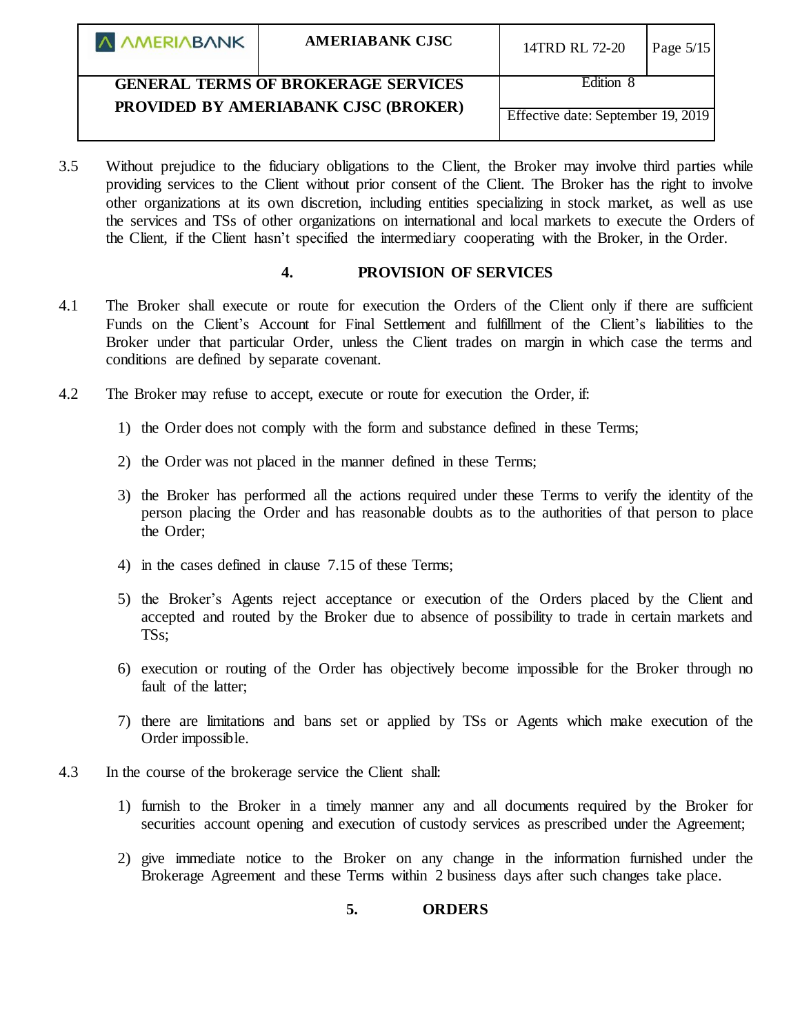3.5 Without prejudice to the fiduciary obligations to the Client, the Broker may involve third parties while providing services to the Client without prior consent of the Client. The Broker has the right to involve other organizations at its own discretion, including entities specializing in stock market, as well as use the services and TSs of other organizations on international and local markets to execute the Orders of the Client, if the Client hasn't specified the intermediary cooperating with the Broker, in the Order.

## 4. PROVISION OF SERVICES

4.1 The Broker shall execute or route for execution the Orders of the Client only if there are sufficient Funds on the Client's Account for Final Settlement and fulfillment of the Client's liabilities to the Broker under that particular Order, unless the Client trades on margin in which case the terms and conditions are defined by separate covenant.

4.2 The Broker may refuse to accept, execute or route for execution the Order, if:

1) the Order does not comply with the form and substance defined in these Terms;
2) the Order was not placed in the manner defined in these Terms;
3) the Broker has performed all the actions required under these Terms to verify the identity of the person placing the Order and has reasonable doubts as to the authorities of that person to place the Order;
4) in the cases defined in clause 7.15 of these Terms;
5) the Broker's Agents reject acceptance or execution of the Orders placed by the Client and accepted and routed by the Broker due to absence of possibility to trade in certain markets and TSs;
6) execution or routing of the Order has objectively become impossible for the Broker through no fault of the latter;
7) there are limitations and bans set or applied by TSs or Agents which make execution of the Order impossible.

4.3 In the course of the brokerage service the Client shall:

1) furnish to the Broker in a timely manner any and all documents required by the Broker for securities account opening and execution of custody services as prescribed under the Agreement;
2) give immediate notice to the Broker on any change in the information furnished under the Brokerage Agreement and these Terms within 2 business days after such changes take place.

## 5. ORDERS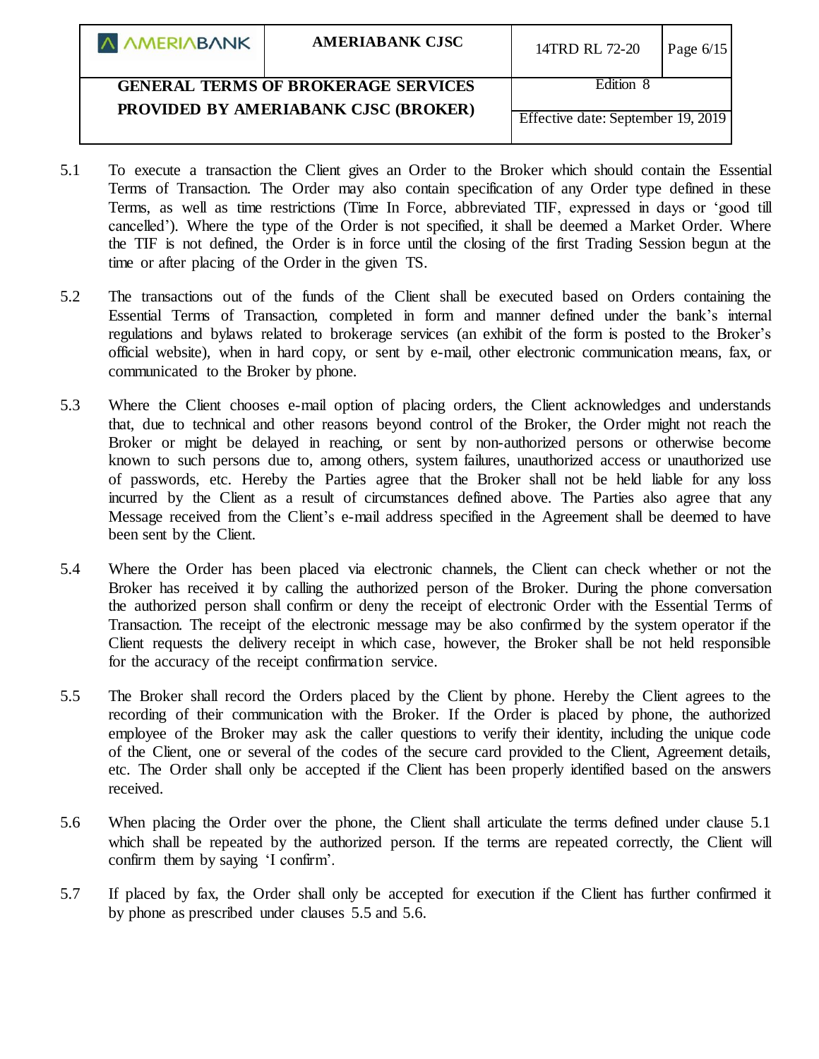5.1 To execute a transaction the Client gives an Order to the Broker which should contain the Essential Terms of Transaction. The Order may also contain specification of any Order type defined in these Terms, as well as time restrictions (Time In Force, abbreviated TIF, expressed in days or 'good till cancelled'). Where the type of the Order is not specified, it shall be deemed a Market Order. Where the TIF is not defined, the Order is in force until the closing of the first Trading Session begun at the time or after placing of the Order in the given TS.

5.2 The transactions out of the funds of the Client shall be executed based on Orders containing the Essential Terms of Transaction, completed in form and manner defined under the bank's internal regulations and bylaws related to brokerage services (an exhibit of the form is posted to the Broker's official website), when in hard copy, or sent by e-mail, other electronic communication means, fax, or communicated to the Broker by phone.

5.3 Where the Client chooses e-mail option of placing orders, the Client acknowledges and understands that, due to technical and other reasons beyond control of the Broker, the Order might not reach the Broker or might be delayed in reaching, or sent by non-authorized persons or otherwise become known to such persons due to, among others, system failures, unauthorized access or unauthorized use of passwords, etc. Hereby the Parties agree that the Broker shall not be held liable for any loss incurred by the Client as a result of circumstances defined above. The Parties also agree that any Message received from the Client's e-mail address specified in the Agreement shall be deemed to have been sent by the Client.

5.4 Where the Order has been placed via electronic channels, the Client can check whether or not the Broker has received it by calling the authorized person of the Broker. During the phone conversation the authorized person shall confirm or deny the receipt of electronic Order with the Essential Terms of Transaction. The receipt of the electronic message may be also confirmed by the system operator if the Client requests the delivery receipt in which case, however, the Broker shall be not held responsible for the accuracy of the receipt confirmation service.

5.5 The Broker shall record the Orders placed by the Client by phone. Hereby the Client agrees to the recording of their communication with the Broker. If the Order is placed by phone, the authorized employee of the Broker may ask the caller questions to verify their identity, including the unique code of the Client, one or several of the codes of the secure card provided to the Client, Agreement details, etc. The Order shall only be accepted if the Client has been properly identified based on the answers received.

5.6 When placing the Order over the phone, the Client shall articulate the terms defined under clause 5.1 which shall be repeated by the authorized person. If the terms are repeated correctly, the Client will confirm them by saying 'I confirm'.

5.7 If placed by fax, the Order shall only be accepted for execution if the Client has further confirmed it by phone as prescribed under clauses 5.5 and 5.6.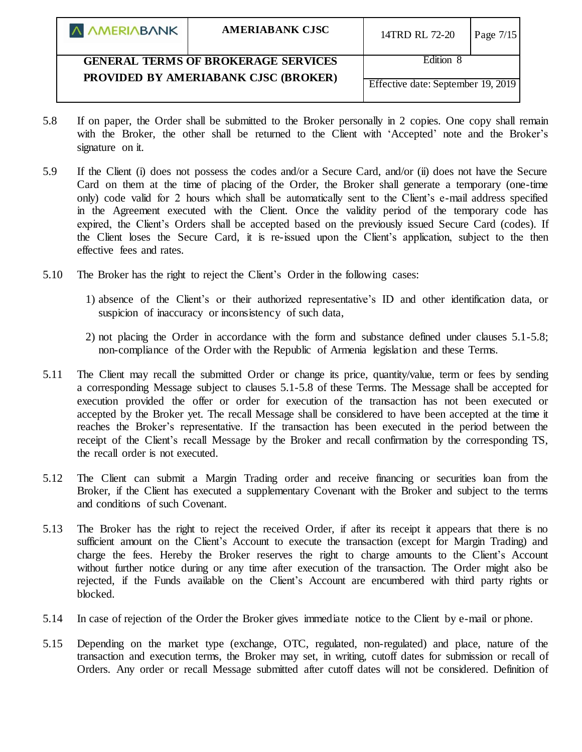5.8 If on paper, the Order shall be submitted to the Broker personally in 2 copies. One copy shall remain with the Broker, the other shall be returned to the Client with 'Accepted' note and the Broker's signature on it.

5.9 If the Client (i) does not possess the codes and/or a Secure Card, and/or (ii) does not have the Secure Card on them at the time of placing of the Order, the Broker shall generate a temporary (one-time only) code valid for 2 hours which shall be automatically sent to the Client's e-mail address specified in the Agreement executed with the Client. Once the validity period of the temporary code has expired, the Client's Orders shall be accepted based on the previously issued Secure Card (codes). If the Client loses the Secure Card, it is re-issued upon the Client's application, subject to the then effective fees and rates.

5.10 The Broker has the right to reject the Client's Order in the following cases:

1) absence of the Client's or their authorized representative's ID and other identification data, or suspicion of inaccuracy or inconsistency of such data,

2) not placing the Order in accordance with the form and substance defined under clauses 5.1-5.8; non-compliance of the Order with the Republic of Armenia legislation and these Terms.

5.11 The Client may recall the submitted Order or change its price, quantity/value, term or fees by sending a corresponding Message subject to clauses 5.1-5.8 of these Terms. The Message shall be accepted for execution provided the offer or order for execution of the transaction has not been executed or accepted by the Broker yet. The recall Message shall be considered to have been accepted at the time it reaches the Broker's representative. If the transaction has been executed in the period between the receipt of the Client's recall Message by the Broker and recall confirmation by the corresponding TS, the recall order is not executed.

5.12 The Client can submit a Margin Trading order and receive financing or securities loan from the Broker, if the Client has executed a supplementary Covenant with the Broker and subject to the terms and conditions of such Covenant.

5.13 The Broker has the right to reject the received Order, if after its receipt it appears that there is no sufficient amount on the Client's Account to execute the transaction (except for Margin Trading) and charge the fees. Hereby the Broker reserves the right to charge amounts to the Client's Account without further notice during or any time after execution of the transaction. The Order might also be rejected, if the Funds available on the Client's Account are encumbered with third party rights or blocked.

5.14 In case of rejection of the Order the Broker gives immediate notice to the Client by e-mail or phone.

5.15 Depending on the market type (exchange, OTC, regulated, non-regulated) and place, nature of the transaction and execution terms, the Broker may set, in writing, cutoff dates for submission or recall of Orders. Any order or recall Message submitted after cutoff dates will not be considered. Definition of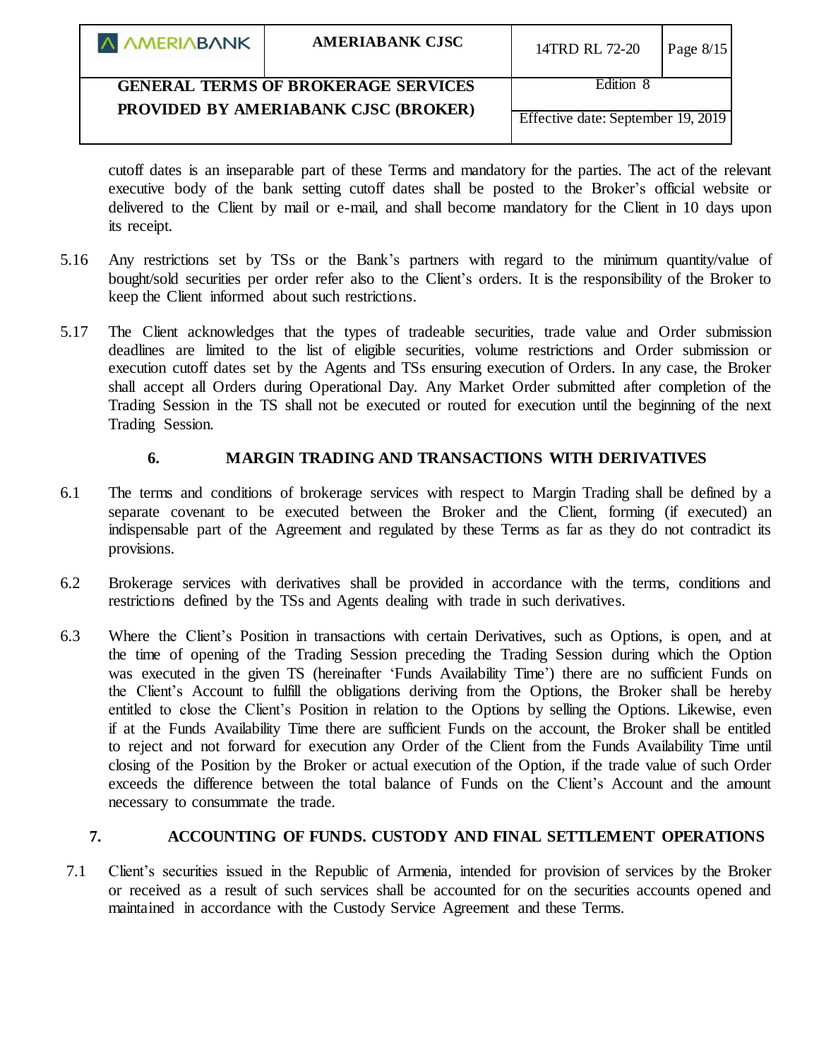cutoff dates is an inseparable part of these Terms and mandatory for the parties. The act of the relevant executive body of the bank setting cutoff dates shall be posted to the Broker's official website or delivered to the Client by mail or e-mail, and shall become mandatory for the Client in 10 days upon its receipt.

5.16 Any restrictions set by TSs or the Bank's partners with regard to the minimum quantity/value of bought/sold securities per order refer also to the Client's orders. It is the responsibility of the Broker to keep the Client informed about such restrictions.

5.17 The Client acknowledges that the types of tradeable securities, trade value and Order submission deadlines are limited to the list of eligible securities, volume restrictions and Order submission or execution cutoff dates set by the Agents and TSs ensuring execution of Orders. In any case, the Broker shall accept all Orders during Operational Day. Any Market Order submitted after completion of the Trading Session in the TS shall not be executed or routed for execution until the beginning of the next Trading Session.

## 6. MARGIN TRADING AND TRANSACTIONS WITH DERIVATIVES

6.1 The terms and conditions of brokerage services with respect to Margin Trading shall be defined by a separate covenant to be executed between the Broker and the Client, forming (if executed) an indispensable part of the Agreement and regulated by these Terms as far as they do not contradict its provisions.

6.2 Brokerage services with derivatives shall be provided in accordance with the terms, conditions and restrictions defined by the TSs and Agents dealing with trade in such derivatives.

6.3 Where the Client's Position in transactions with certain Derivatives, such as Options, is open, and at the time of opening of the Trading Session preceding the Trading Session during which the Option was executed in the given TS (hereinafter 'Funds Availability Time') there are no sufficient Funds on the Client's Account to fulfill the obligations deriving from the Options, the Broker shall be hereby entitled to close the Client's Position in relation to the Options by selling the Options. Likewise, even if at the Funds Availability Time there are sufficient Funds on the account, the Broker shall be entitled to reject and not forward for execution any Order of the Client from the Funds Availability Time until closing of the Position by the Broker or actual execution of the Option, if the trade value of such Order exceeds the difference between the total balance of Funds on the Client's Account and the amount necessary to consummate the trade.

## 7. ACCOUNTING OF FUNDS. CUSTODY AND FINAL SETTLEMENT OPERATIONS

7.1 Client's securities issued in the Republic of Armenia, intended for provision of services by the Broker or received as a result of such services shall be accounted for on the securities accounts opened and maintained in accordance with the Custody Service Agreement and these Terms.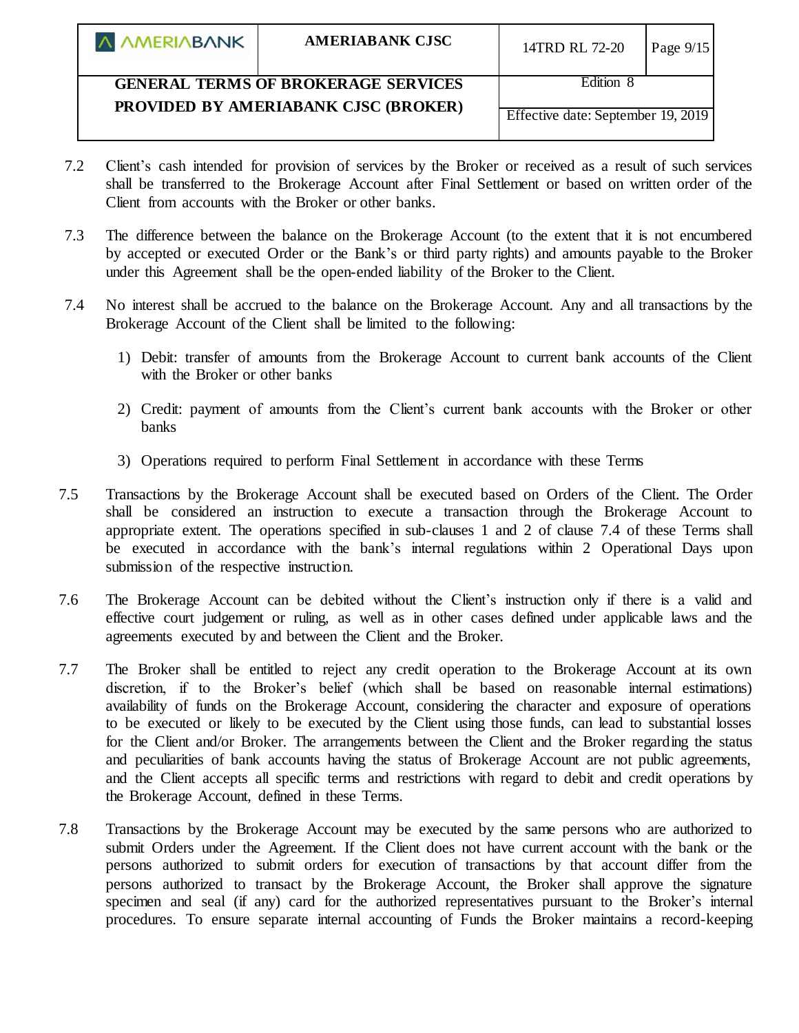7.2 Client's cash intended for provision of services by the Broker or received as a result of such services shall be transferred to the Brokerage Account after Final Settlement or based on written order of the Client from accounts with the Broker or other banks.

7.3 The difference between the balance on the Brokerage Account (to the extent that it is not encumbered by accepted or executed Order or the Bank's or third party rights) and amounts payable to the Broker under this Agreement shall be the open-ended liability of the Broker to the Client.

7.4 No interest shall be accrued to the balance on the Brokerage Account. Any and all transactions by the Brokerage Account of the Client shall be limited to the following:

1) Debit: transfer of amounts from the Brokerage Account to current bank accounts of the Client with the Broker or other banks

2) Credit: payment of amounts from the Client's current bank accounts with the Broker or other banks

3) Operations required to perform Final Settlement in accordance with these Terms

7.5 Transactions by the Brokerage Account shall be executed based on Orders of the Client. The Order shall be considered an instruction to execute a transaction through the Brokerage Account to appropriate extent. The operations specified in sub-clauses 1 and 2 of clause 7.4 of these Terms shall be executed in accordance with the bank's internal regulations within 2 Operational Days upon submission of the respective instruction.

7.6 The Brokerage Account can be debited without the Client's instruction only if there is a valid and effective court judgement or ruling, as well as in other cases defined under applicable laws and the agreements executed by and between the Client and the Broker.

7.7 The Broker shall be entitled to reject any credit operation to the Brokerage Account at its own discretion, if to the Broker's belief (which shall be based on reasonable internal estimations) availability of funds on the Brokerage Account, considering the character and exposure of operations to be executed or likely to be executed by the Client using those funds, can lead to substantial losses for the Client and/or Broker. The arrangements between the Client and the Broker regarding the status and peculiarities of bank accounts having the status of Brokerage Account are not public agreements, and the Client accepts all specific terms and restrictions with regard to debit and credit operations by the Brokerage Account, defined in these Terms.

7.8 Transactions by the Brokerage Account may be executed by the same persons who are authorized to submit Orders under the Agreement. If the Client does not have current account with the bank or the persons authorized to submit orders for execution of transactions by that account differ from the persons authorized to transact by the Brokerage Account, the Broker shall approve the signature specimen and seal (if any) card for the authorized representatives pursuant to the Broker's internal procedures. To ensure separate internal accounting of Funds the Broker maintains a record-keeping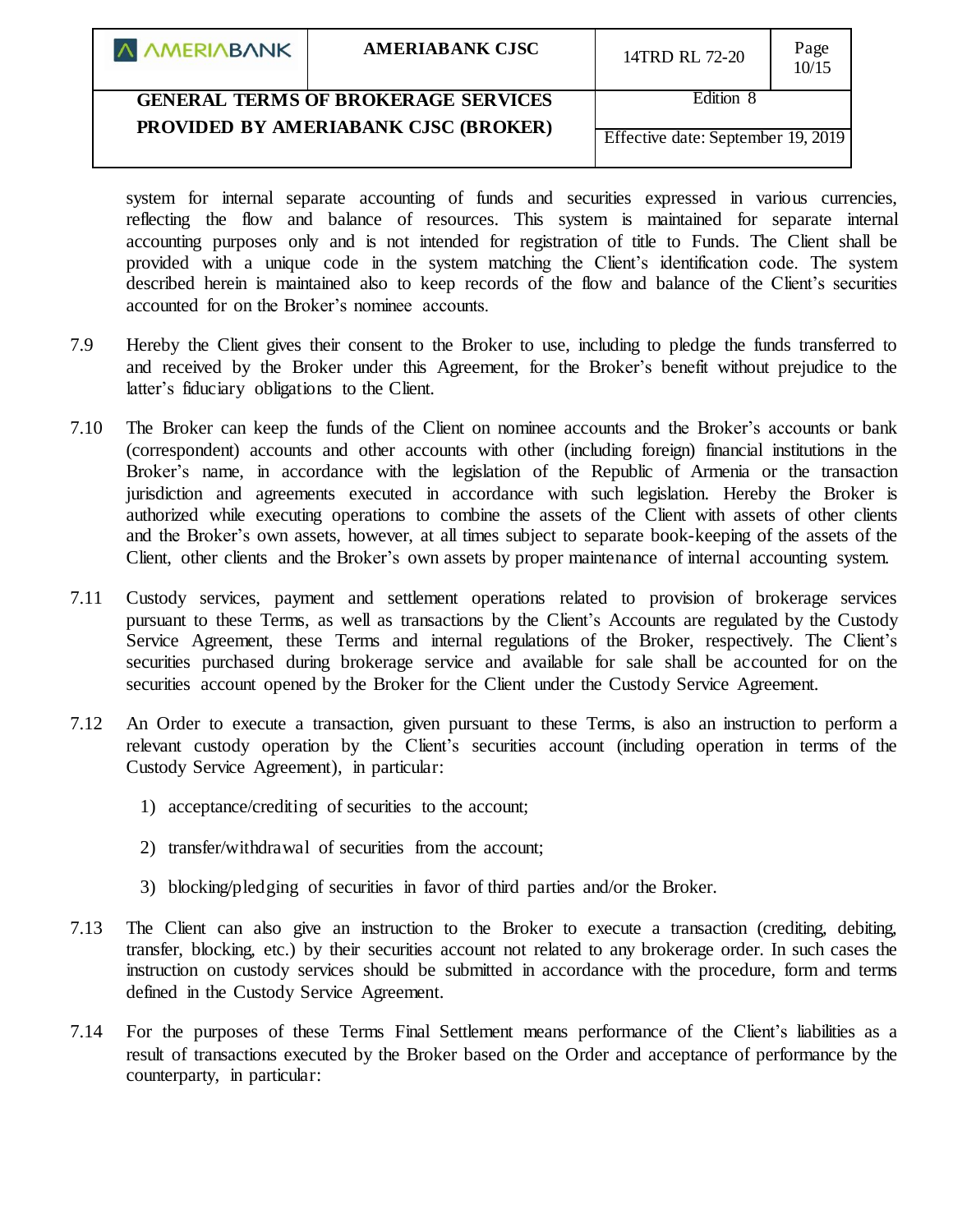system for internal separate accounting of funds and securities expressed in various currencies, reflecting the flow and balance of resources. This system is maintained for separate internal accounting purposes only and is not intended for registration of title to Funds. The Client shall be provided with a unique code in the system matching the Client's identification code. The system described herein is maintained also to keep records of the flow and balance of the Client's securities accounted for on the Broker's nominee accounts.

7.9 Hereby the Client gives their consent to the Broker to use, including to pledge the funds transferred to and received by the Broker under this Agreement, for the Broker's benefit without prejudice to the latter's fiduciary obligations to the Client.

7.10 The Broker can keep the funds of the Client on nominee accounts and the Broker's accounts or bank (correspondent) accounts and other accounts with other (including foreign) financial institutions in the Broker's name, in accordance with the legislation of the Republic of Armenia or the transaction jurisdiction and agreements executed in accordance with such legislation. Hereby the Broker is authorized while executing operations to combine the assets of the Client with assets of other clients and the Broker's own assets, however, at all times subject to separate book-keeping of the assets of the Client, other clients and the Broker's own assets by proper maintenance of internal accounting system.

7.11 Custody services, payment and settlement operations related to provision of brokerage services pursuant to these Terms, as well as transactions by the Client's Accounts are regulated by the Custody Service Agreement, these Terms and internal regulations of the Broker, respectively. The Client's securities purchased during brokerage service and available for sale shall be accounted for on the securities account opened by the Broker for the Client under the Custody Service Agreement.

7.12 An Order to execute a transaction, given pursuant to these Terms, is also an instruction to perform a relevant custody operation by the Client's securities account (including operation in terms of the Custody Service Agreement), in particular:

1) acceptance/crediting of securities to the account;

2) transfer/withdrawal of securities from the account;

3) blocking/pledging of securities in favor of third parties and/or the Broker.

7.13 The Client can also give an instruction to the Broker to execute a transaction (crediting, debiting, transfer, blocking, etc.) by their securities account not related to any brokerage order. In such cases the instruction on custody services should be submitted in accordance with the procedure, form and terms defined in the Custody Service Agreement.

7.14 For the purposes of these Terms Final Settlement means performance of the Client's liabilities as a result of transactions executed by the Broker based on the Order and acceptance of performance by the counterparty, in particular: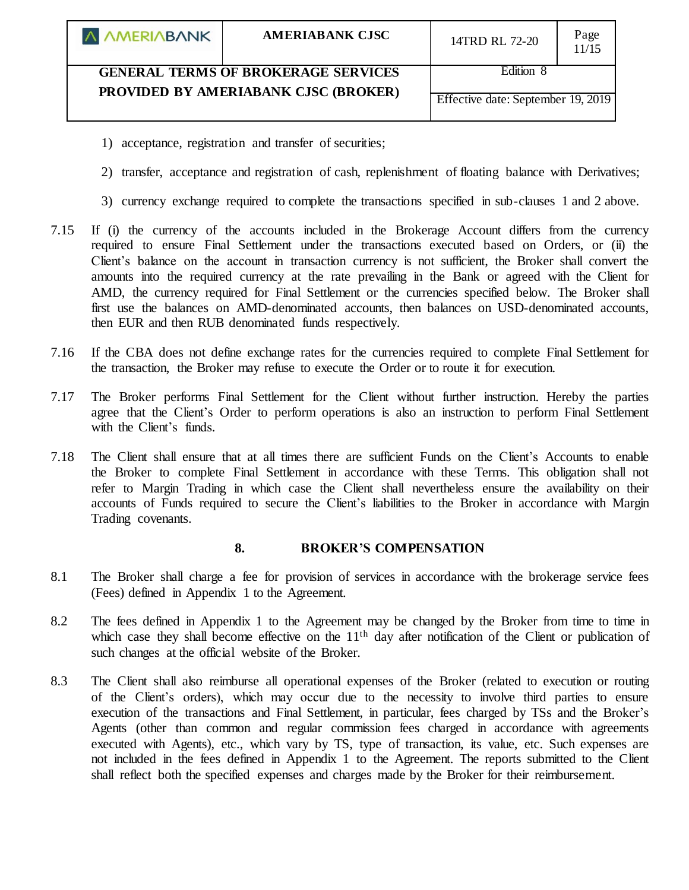1) acceptance, registration and transfer of securities;

2) transfer, acceptance and registration of cash, replenishment of floating balance with Derivatives;

3) currency exchange required to complete the transactions specified in sub-clauses 1 and 2 above.

7.15 If (i) the currency of the accounts included in the Brokerage Account differs from the currency required to ensure Final Settlement under the transactions executed based on Orders, or (ii) the Client's balance on the account in transaction currency is not sufficient, the Broker shall convert the amounts into the required currency at the rate prevailing in the Bank or agreed with the Client for AMD, the currency required for Final Settlement or the currencies specified below. The Broker shall first use the balances on AMD-denominated accounts, then balances on USD-denominated accounts, then EUR and then RUB denominated funds respectively.

7.16 If the CBA does not define exchange rates for the currencies required to complete Final Settlement for the transaction, the Broker may refuse to execute the Order or to route it for execution.

7.17 The Broker performs Final Settlement for the Client without further instruction. Hereby the parties agree that the Client's Order to perform operations is also an instruction to perform Final Settlement with the Client's funds.

7.18 The Client shall ensure that at all times there are sufficient Funds on the Client's Accounts to enable the Broker to complete Final Settlement in accordance with these Terms. This obligation shall not refer to Margin Trading in which case the Client shall nevertheless ensure the availability on their accounts of Funds required to secure the Client's liabilities to the Broker in accordance with Margin Trading covenants.

## 8. BROKER'S COMPENSATION

8.1 The Broker shall charge a fee for provision of services in accordance with the brokerage service fees (Fees) defined in Appendix 1 to the Agreement.

8.2 The fees defined in Appendix 1 to the Agreement may be changed by the Broker from time to time in which case they shall become effective on the 11th day after notification of the Client or publication of such changes at the official website of the Broker.

8.3 The Client shall also reimburse all operational expenses of the Broker (related to execution or routing of the Client's orders), which may occur due to the necessity to involve third parties to ensure execution of the transactions and Final Settlement, in particular, fees charged by TSs and the Broker's Agents (other than common and regular commission fees charged in accordance with agreements executed with Agents), etc., which vary by TS, type of transaction, its value, etc. Such expenses are not included in the fees defined in Appendix 1 to the Agreement. The reports submitted to the Client shall reflect both the specified expenses and charges made by the Broker for their reimbursement.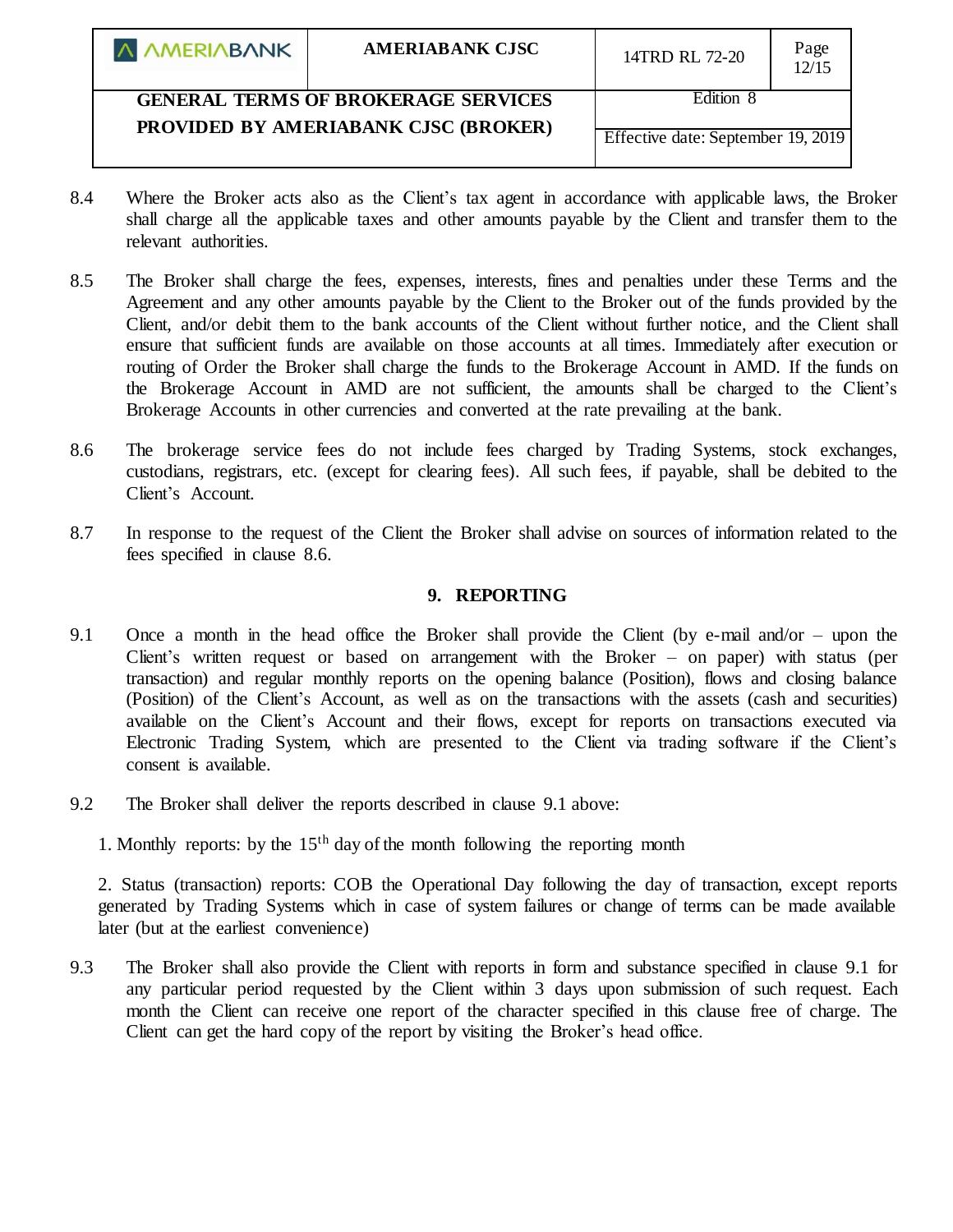8.4 Where the Broker acts also as the Client's tax agent in accordance with applicable laws, the Broker shall charge all the applicable taxes and other amounts payable by the Client and transfer them to the relevant authorities.

8.5 The Broker shall charge the fees, expenses, interests, fines and penalties under these Terms and the Agreement and any other amounts payable by the Client to the Broker out of the funds provided by the Client, and/or debit them to the bank accounts of the Client without further notice, and the Client shall ensure that sufficient funds are available on those accounts at all times. Immediately after execution or routing of Order the Broker shall charge the funds to the Brokerage Account in AMD. If the funds on the Brokerage Account in AMD are not sufficient, the amounts shall be charged to the Client's Brokerage Accounts in other currencies and converted at the rate prevailing at the bank.

8.6 The brokerage service fees do not include fees charged by Trading Systems, stock exchanges, custodians, registrars, etc. (except for clearing fees). All such fees, if payable, shall be debited to the Client's Account.

8.7 In response to the request of the Client the Broker shall advise on sources of information related to the fees specified in clause 8.6.

## 9. REPORTING

9.1 Once a month in the head office the Broker shall provide the Client (by e-mail and/or – upon the Client's written request or based on arrangement with the Broker – on paper) with status (per transaction) and regular monthly reports on the opening balance (Position), flows and closing balance (Position) of the Client's Account, as well as on the transactions with the assets (cash and securities) available on the Client's Account and their flows, except for reports on transactions executed via Electronic Trading System, which are presented to the Client via trading software if the Client's consent is available.

9.2 The Broker shall deliver the reports described in clause 9.1 above:

1. Monthly reports: by the 15th day of the month following the reporting month

2. Status (transaction) reports: COB the Operational Day following the day of transaction, except reports generated by Trading Systems which in case of system failures or change of terms can be made available later (but at the earliest convenience)

9.3 The Broker shall also provide the Client with reports in form and substance specified in clause 9.1 for any particular period requested by the Client within 3 days upon submission of such request. Each month the Client can receive one report of the character specified in this clause free of charge. The Client can get the hard copy of the report by visiting the Broker's head office.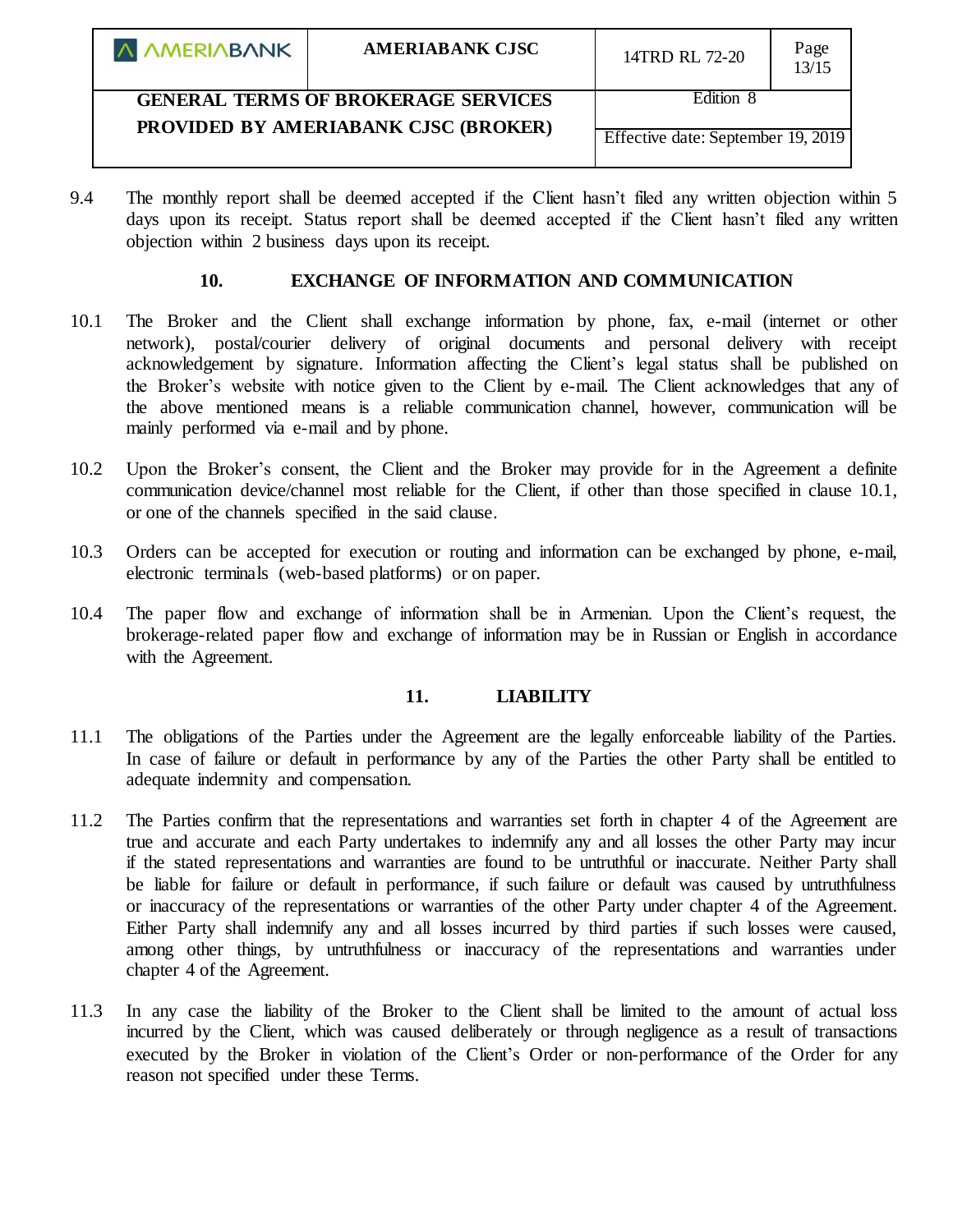9.4 The monthly report shall be deemed accepted if the Client hasn't filed any written objection within 5 days upon its receipt. Status report shall be deemed accepted if the Client hasn't filed any written objection within 2 business days upon its receipt.

## 10. EXCHANGE OF INFORMATION AND COMMUNICATION

10.1 The Broker and the Client shall exchange information by phone, fax, e-mail (internet or other network), postal/courier delivery of original documents and personal delivery with receipt acknowledgement by signature. Information affecting the Client's legal status shall be published on the Broker's website with notice given to the Client by e-mail. The Client acknowledges that any of the above mentioned means is a reliable communication channel, however, communication will be mainly performed via e-mail and by phone.

10.2 Upon the Broker's consent, the Client and the Broker may provide for in the Agreement a definite communication device/channel most reliable for the Client, if other than those specified in clause 10.1, or one of the channels specified in the said clause.

10.3 Orders can be accepted for execution or routing and information can be exchanged by phone, e-mail, electronic terminals (web-based platforms) or on paper.

10.4 The paper flow and exchange of information shall be in Armenian. Upon the Client's request, the brokerage-related paper flow and exchange of information may be in Russian or English in accordance with the Agreement.

## 11. LIABILITY

11.1 The obligations of the Parties under the Agreement are the legally enforceable liability of the Parties. In case of failure or default in performance by any of the Parties the other Party shall be entitled to adequate indemnity and compensation.

11.2 The Parties confirm that the representations and warranties set forth in chapter 4 of the Agreement are true and accurate and each Party undertakes to indemnify any and all losses the other Party may incur if the stated representations and warranties are found to be untruthful or inaccurate. Neither Party shall be liable for failure or default in performance, if such failure or default was caused by untruthfulness or inaccuracy of the representations or warranties of the other Party under chapter 4 of the Agreement. Either Party shall indemnify any and all losses incurred by third parties if such losses were caused, among other things, by untruthfulness or inaccuracy of the representations and warranties under chapter 4 of the Agreement.

11.3 In any case the liability of the Broker to the Client shall be limited to the amount of actual loss incurred by the Client, which was caused deliberately or through negligence as a result of transactions executed by the Broker in violation of the Client's Order or non-performance of the Order for any reason not specified under these Terms.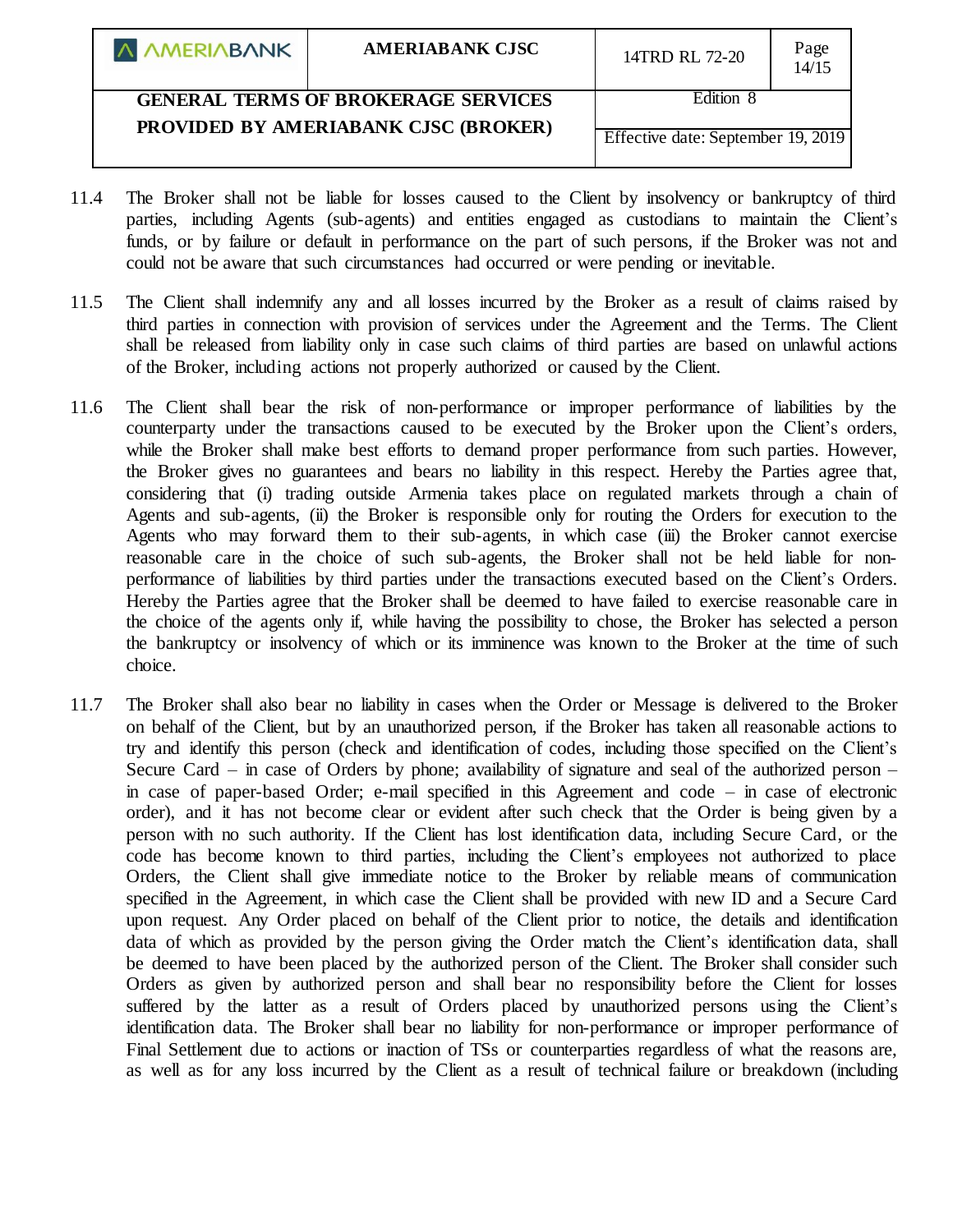11.4 The Broker shall not be liable for losses caused to the Client by insolvency or bankruptcy of third parties, including Agents (sub-agents) and entities engaged as custodians to maintain the Client's funds, or by failure or default in performance on the part of such persons, if the Broker was not and could not be aware that such circumstances had occurred or were pending or inevitable.

11.5 The Client shall indemnify any and all losses incurred by the Broker as a result of claims raised by third parties in connection with provision of services under the Agreement and the Terms. The Client shall be released from liability only in case such claims of third parties are based on unlawful actions of the Broker, including actions not properly authorized or caused by the Client.

11.6 The Client shall bear the risk of non-performance or improper performance of liabilities by the counterparty under the transactions caused to be executed by the Broker upon the Client's orders, while the Broker shall make best efforts to demand proper performance from such parties. However, the Broker gives no guarantees and bears no liability in this respect. Hereby the Parties agree that, considering that (i) trading outside Armenia takes place on regulated markets through a chain of Agents and sub-agents, (ii) the Broker is responsible only for routing the Orders for execution to the Agents who may forward them to their sub-agents, in which case (iii) the Broker cannot exercise reasonable care in the choice of such sub-agents, the Broker shall not be held liable for non-performance of liabilities by third parties under the transactions executed based on the Client's Orders. Hereby the Parties agree that the Broker shall be deemed to have failed to exercise reasonable care in the choice of the agents only if, while having the possibility to chose, the Broker has selected a person the bankruptcy or insolvency of which or its imminence was known to the Broker at the time of such choice.

11.7 The Broker shall also bear no liability in cases when the Order or Message is delivered to the Broker on behalf of the Client, but by an unauthorized person, if the Broker has taken all reasonable actions to try and identify this person (check and identification of codes, including those specified on the Client's Secure Card – in case of Orders by phone; availability of signature and seal of the authorized person – in case of paper-based Order; e-mail specified in this Agreement and code – in case of electronic order), and it has not become clear or evident after such check that the Order is being given by a person with no such authority. If the Client has lost identification data, including Secure Card, or the code has become known to third parties, including the Client's employees not authorized to place Orders, the Client shall give immediate notice to the Broker by reliable means of communication specified in the Agreement, in which case the Client shall be provided with new ID and a Secure Card upon request. Any Order placed on behalf of the Client prior to notice, the details and identification data of which as provided by the person giving the Order match the Client's identification data, shall be deemed to have been placed by the authorized person of the Client. The Broker shall consider such Orders as given by authorized person and shall bear no responsibility before the Client for losses suffered by the latter as a result of Orders placed by unauthorized persons using the Client's identification data. The Broker shall bear no liability for non-performance or improper performance of Final Settlement due to actions or inaction of TSs or counterparties regardless of what the reasons are, as well as for any loss incurred by the Client as a result of technical failure or breakdown (including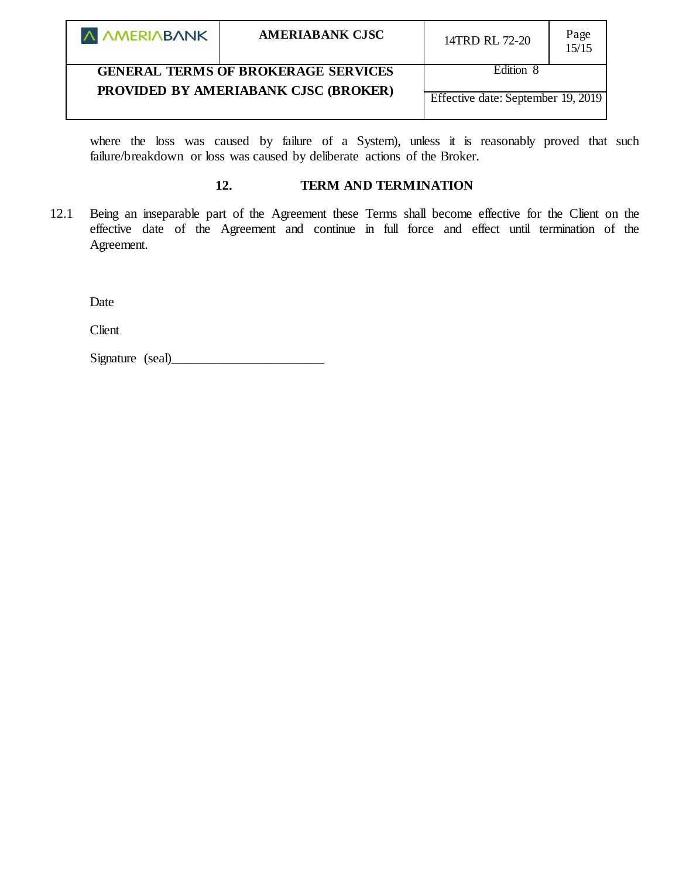where the loss was caused by failure of a System), unless it is reasonably proved that such failure/breakdown or loss was caused by deliberate actions of the Broker.

## 12. TERM AND TERMINATION

12.1 Being an inseparable part of the Agreement these Terms shall become effective for the Client on the effective date of the Agreement and continue in full force and effect until termination of the Agreement.

Date

Client

Signature (seal)________________________